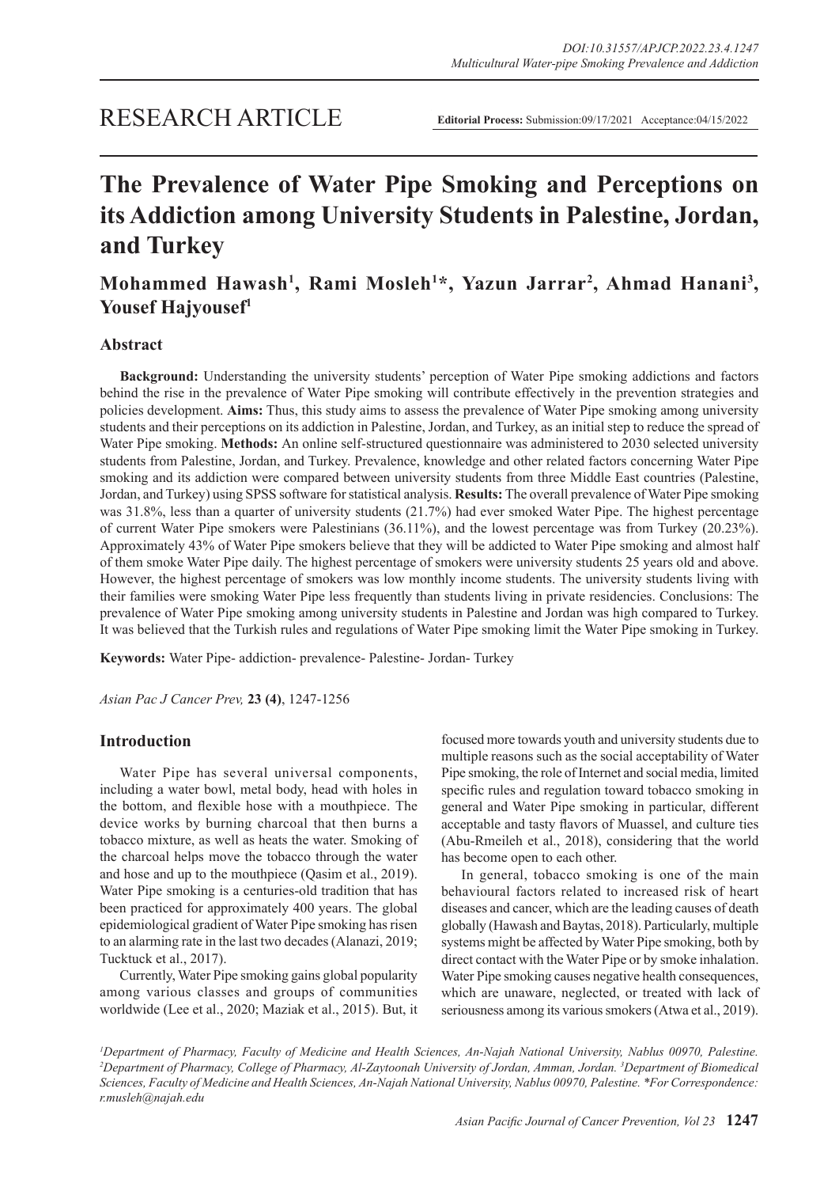RESEARCH ARTICLE

**Editorial Process:** Submission:09/17/2021 Acceptance:04/15/2022

# The Prevalence of Water Pipe Smoking and Perceptions on its Addiction among University Students in Palestine, Jordan, and Turkey

**Mohammed Hawash[1], Rami Mosleh[1]\*, Yazun Jarrar[2], Ahmad Hanani[3], Yousef Hajyousef[1]**

## Abstract

**Background:** Understanding the university students' perception of Water Pipe smoking addictions and factors behind the rise in the prevalence of Water Pipe smoking will contribute effectively in the prevention strategies and policies development. **Aims:** Thus, this study aims to assess the prevalence of Water Pipe smoking among university students and their perceptions on its addiction in Palestine, Jordan, and Turkey, as an initial step to reduce the spread of Water Pipe smoking. **Methods:** An online self-structured questionnaire was administered to 2030 selected university students from Palestine, Jordan, and Turkey. Prevalence, knowledge and other related factors concerning Water Pipe smoking and its addiction were compared between university students from three Middle East countries (Palestine, Jordan, and Turkey) using SPSS software for statistical analysis. **Results:** The overall prevalence of Water Pipe smoking was 31.8%, less than a quarter of university students (21.7%) had ever smoked Water Pipe. The highest percentage of current Water Pipe smokers were Palestinians (36.11%), and the lowest percentage was from Turkey (20.23%). Approximately 43% of Water Pipe smokers believe that they will be addicted to Water Pipe smoking and almost half of them smoke Water Pipe daily. The highest percentage of smokers were university students 25 years old and above. However, the highest percentage of smokers was low monthly income students. The university students living with their families were smoking Water Pipe less frequently than students living in private residencies. Conclusions: The prevalence of Water Pipe smoking among university students in Palestine and Jordan was high compared to Turkey. It was believed that the Turkish rules and regulations of Water Pipe smoking limit the Water Pipe smoking in Turkey.

**Keywords:** Water Pipe- addiction- prevalence- Palestine- Jordan- Turkey

*Asian Pac J Cancer Prev,* **23 (4)**, 1247-1256

## Introduction

Water Pipe has several universal components, including a water bowl, metal body, head with holes in the bottom, and flexible hose with a mouthpiece. The device works by burning charcoal that then burns a tobacco mixture, as well as heats the water. Smoking of the charcoal helps move the tobacco through the water and hose and up to the mouthpiece (Qasim et al., 2019). Water Pipe smoking is a centuries-old tradition that has been practiced for approximately 400 years. The global epidemiological gradient of Water Pipe smoking has risen to an alarming rate in the last two decades (Alanazi, 2019; Tucktuck et al., 2017).

Currently, Water Pipe smoking gains global popularity among various classes and groups of communities worldwide (Lee et al., 2020; Maziak et al., 2015). But, it focused more towards youth and university students due to multiple reasons such as the social acceptability of Water Pipe smoking, the role of Internet and social media, limited specific rules and regulation toward tobacco smoking in general and Water Pipe smoking in particular, different acceptable and tasty flavors of Muassel, and culture ties (Abu-Rmeileh et al., 2018), considering that the world has become open to each other.

In general, tobacco smoking is one of the main behavioural factors related to increased risk of heart diseases and cancer, which are the leading causes of death globally (Hawash and Baytas, 2018). Particularly, multiple systems might be affected by Water Pipe smoking, both by direct contact with the Water Pipe or by smoke inhalation. Water Pipe smoking causes negative health consequences, which are unaware, neglected, or treated with lack of seriousness among its various smokers (Atwa et al., 2019).

*[1]Department of Pharmacy, Faculty of Medicine and Health Sciences, An-Najah National University, Nablus 00970, Palestine. [2]Department of Pharmacy, College of Pharmacy, Al-Zaytoonah University of Jordan, Amman, Jordan. [3]Department of Biomedical Sciences, Faculty of Medicine and Health Sciences, An-Najah National University, Nablus 00970, Palestine. \*For Correspondence: r.musleh@najah.edu*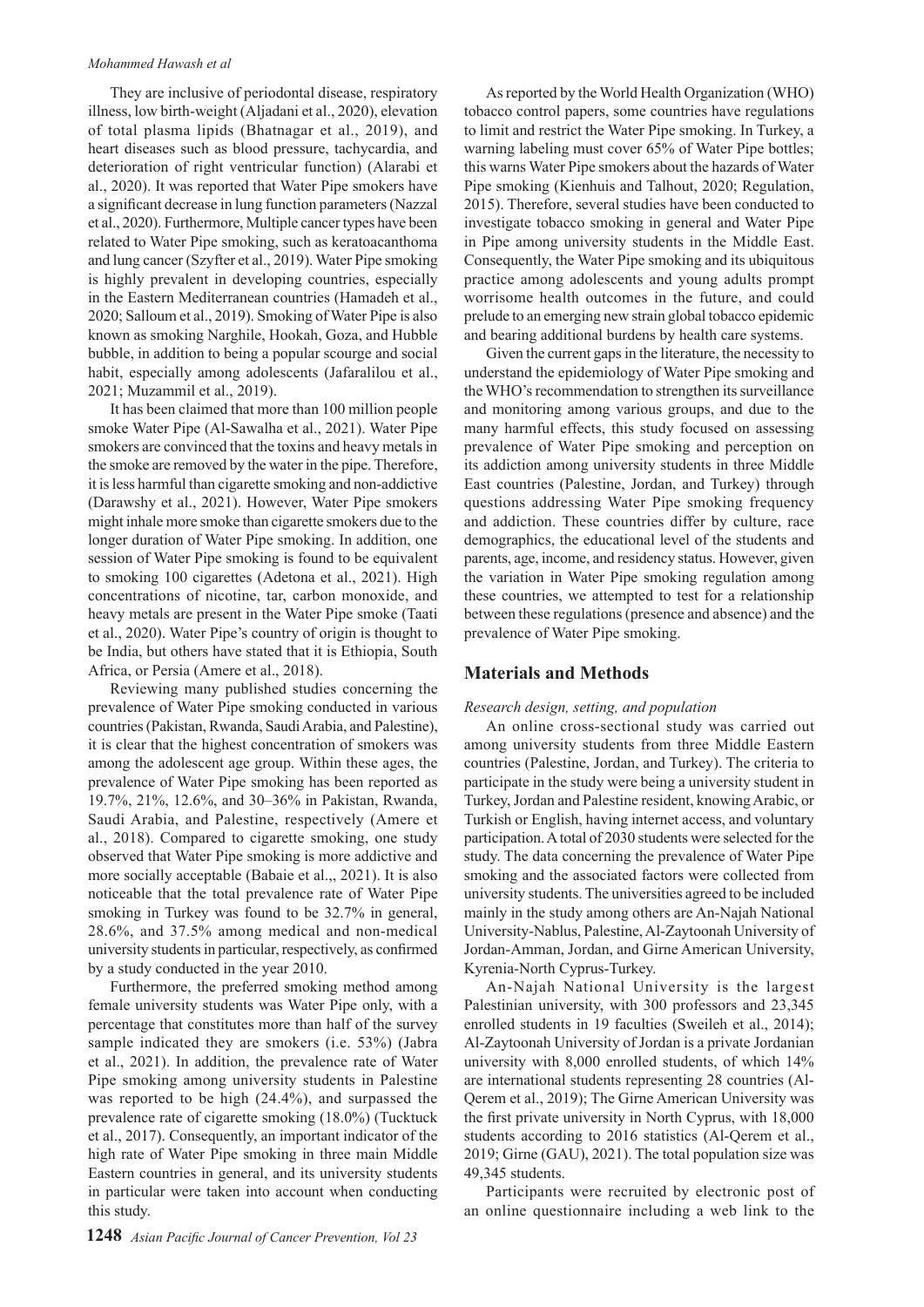They are inclusive of periodontal disease, respiratory illness, low birth-weight (Aljadani et al., 2020), elevation of total plasma lipids (Bhatnagar et al., 2019), and heart diseases such as blood pressure, tachycardia, and deterioration of right ventricular function) (Alarabi et al., 2020). It was reported that Water Pipe smokers have a significant decrease in lung function parameters (Nazzal et al., 2020). Furthermore, Multiple cancer types have been related to Water Pipe smoking, such as keratoacanthoma and lung cancer (Szyfter et al., 2019). Water Pipe smoking is highly prevalent in developing countries, especially in the Eastern Mediterranean countries (Hamadeh et al., 2020; Salloum et al., 2019). Smoking of Water Pipe is also known as smoking Narghile, Hookah, Goza, and Hubble bubble, in addition to being a popular scourge and social habit, especially among adolescents (Jafaralilou et al., 2021; Muzammil et al., 2019).

It has been claimed that more than 100 million people smoke Water Pipe (Al-Sawalha et al., 2021). Water Pipe smokers are convinced that the toxins and heavy metals in the smoke are removed by the water in the pipe. Therefore, it is less harmful than cigarette smoking and non-addictive (Darawshy et al., 2021). However, Water Pipe smokers might inhale more smoke than cigarette smokers due to the longer duration of Water Pipe smoking. In addition, one session of Water Pipe smoking is found to be equivalent to smoking 100 cigarettes (Adetona et al., 2021). High concentrations of nicotine, tar, carbon monoxide, and heavy metals are present in the Water Pipe smoke (Taati et al., 2020). Water Pipe's country of origin is thought to be India, but others have stated that it is Ethiopia, South Africa, or Persia (Amere et al., 2018).

Reviewing many published studies concerning the prevalence of Water Pipe smoking conducted in various countries (Pakistan, Rwanda, Saudi Arabia, and Palestine), it is clear that the highest concentration of smokers was among the adolescent age group. Within these ages, the prevalence of Water Pipe smoking has been reported as 19.7%, 21%, 12.6%, and 30–36% in Pakistan, Rwanda, Saudi Arabia, and Palestine, respectively (Amere et al., 2018). Compared to cigarette smoking, one study observed that Water Pipe smoking is more addictive and more socially acceptable (Babaie et al.,, 2021). It is also noticeable that the total prevalence rate of Water Pipe smoking in Turkey was found to be 32.7% in general, 28.6%, and 37.5% among medical and non-medical university students in particular, respectively, as confirmed by a study conducted in the year 2010.

Furthermore, the preferred smoking method among female university students was Water Pipe only, with a percentage that constitutes more than half of the survey sample indicated they are smokers (i.e. 53%) (Jabra et al., 2021). In addition, the prevalence rate of Water Pipe smoking among university students in Palestine was reported to be high (24.4%), and surpassed the prevalence rate of cigarette smoking (18.0%) (Tucktuck et al., 2017). Consequently, an important indicator of the high rate of Water Pipe smoking in three main Middle Eastern countries in general, and its university students in particular were taken into account when conducting this study.

As reported by the World Health Organization (WHO) tobacco control papers, some countries have regulations to limit and restrict the Water Pipe smoking. In Turkey, a warning labeling must cover 65% of Water Pipe bottles; this warns Water Pipe smokers about the hazards of Water Pipe smoking (Kienhuis and Talhout, 2020; Regulation, 2015). Therefore, several studies have been conducted to investigate tobacco smoking in general and Water Pipe in Pipe among university students in the Middle East. Consequently, the Water Pipe smoking and its ubiquitous practice among adolescents and young adults prompt worrisome health outcomes in the future, and could prelude to an emerging new strain global tobacco epidemic and bearing additional burdens by health care systems.

Given the current gaps in the literature, the necessity to understand the epidemiology of Water Pipe smoking and the WHO's recommendation to strengthen its surveillance and monitoring among various groups, and due to the many harmful effects, this study focused on assessing prevalence of Water Pipe smoking and perception on its addiction among university students in three Middle East countries (Palestine, Jordan, and Turkey) through questions addressing Water Pipe smoking frequency and addiction. These countries differ by culture, race demographics, the educational level of the students and parents, age, income, and residency status. However, given the variation in Water Pipe smoking regulation among these countries, we attempted to test for a relationship between these regulations (presence and absence) and the prevalence of Water Pipe smoking.

## Materials and Methods

*Research design, setting, and population*

An online cross-sectional study was carried out among university students from three Middle Eastern countries (Palestine, Jordan, and Turkey). The criteria to participate in the study were being a university student in Turkey, Jordan and Palestine resident, knowing Arabic, or Turkish or English, having internet access, and voluntary participation. A total of 2030 students were selected for the study. The data concerning the prevalence of Water Pipe smoking and the associated factors were collected from university students. The universities agreed to be included mainly in the study among others are An-Najah National University-Nablus, Palestine, Al-Zaytoonah University of Jordan-Amman, Jordan, and Girne American University, Kyrenia-North Cyprus-Turkey.

An-Najah National University is the largest Palestinian university, with 300 professors and 23,345 enrolled students in 19 faculties (Sweileh et al., 2014); Al-Zaytoonah University of Jordan is a private Jordanian university with 8,000 enrolled students, of which 14% are international students representing 28 countries (Al-Qerem et al., 2019); The Girne American University was the first private university in North Cyprus, with 18,000 students according to 2016 statistics (Al-Qerem et al., 2019; Girne (GAU), 2021). The total population size was 49,345 students.

Participants were recruited by electronic post of an online questionnaire including a web link to the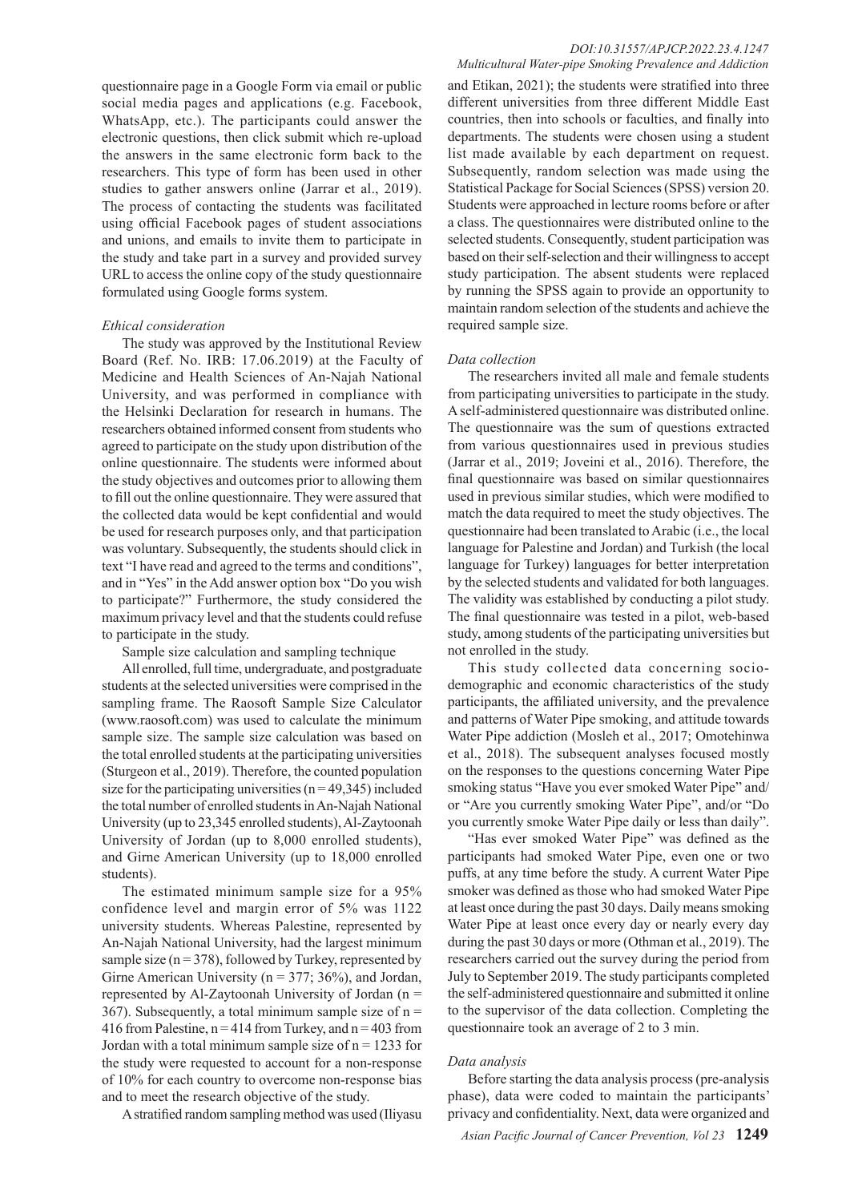questionnaire page in a Google Form via email or public social media pages and applications (e.g. Facebook, WhatsApp, etc.). The participants could answer the electronic questions, then click submit which re-upload the answers in the same electronic form back to the researchers. This type of form has been used in other studies to gather answers online (Jarrar et al., 2019). The process of contacting the students was facilitated using official Facebook pages of student associations and unions, and emails to invite them to participate in the study and take part in a survey and provided survey URL to access the online copy of the study questionnaire formulated using Google forms system.

### *Ethical consideration*

The study was approved by the Institutional Review Board (Ref. No. IRB: 17.06.2019) at the Faculty of Medicine and Health Sciences of An-Najah National University, and was performed in compliance with the Helsinki Declaration for research in humans. The researchers obtained informed consent from students who agreed to participate on the study upon distribution of the online questionnaire. The students were informed about the study objectives and outcomes prior to allowing them to fill out the online questionnaire. They were assured that the collected data would be kept confidential and would be used for research purposes only, and that participation was voluntary. Subsequently, the students should click in text "I have read and agreed to the terms and conditions", and in "Yes" in the Add answer option box "Do you wish to participate?" Furthermore, the study considered the maximum privacy level and that the students could refuse to participate in the study.

Sample size calculation and sampling technique

All enrolled, full time, undergraduate, and postgraduate students at the selected universities were comprised in the sampling frame. The Raosoft Sample Size Calculator (www.raosoft.com) was used to calculate the minimum sample size. The sample size calculation was based on the total enrolled students at the participating universities (Sturgeon et al., 2019). Therefore, the counted population size for the participating universities ($n = 49{,}345$) included the total number of enrolled students in An-Najah National University (up to 23,345 enrolled students), Al-Zaytoonah University of Jordan (up to 8,000 enrolled students), and Girne American University (up to 18,000 enrolled students).

The estimated minimum sample size for a 95% confidence level and margin error of 5% was 1122 university students. Whereas Palestine, represented by An-Najah National University, had the largest minimum sample size ($n = 378$), followed by Turkey, represented by Girne American University ($n = 377$; 36%), and Jordan, represented by Al-Zaytoonah University of Jordan ($n = 367$). Subsequently, a total minimum sample size of $n = 416$ from Palestine, $n = 414$ from Turkey, and $n = 403$ from Jordan with a total minimum sample size of $n = 1233$ for the study were requested to account for a non-response of 10% for each country to overcome non-response bias and to meet the research objective of the study.

A stratified random sampling method was used (Iliyasu and Etikan, 2021); the students were stratified into three different universities from three different Middle East countries, then into schools or faculties, and finally into departments. The students were chosen using a student list made available by each department on request. Subsequently, random selection was made using the Statistical Package for Social Sciences (SPSS) version 20. Students were approached in lecture rooms before or after a class. The questionnaires were distributed online to the selected students. Consequently, student participation was based on their self-selection and their willingness to accept study participation. The absent students were replaced by running the SPSS again to provide an opportunity to maintain random selection of the students and achieve the required sample size.

### *Data collection*

The researchers invited all male and female students from participating universities to participate in the study. A self-administered questionnaire was distributed online. The questionnaire was the sum of questions extracted from various questionnaires used in previous studies (Jarrar et al., 2019; Joveini et al., 2016). Therefore, the final questionnaire was based on similar questionnaires used in previous similar studies, which were modified to match the data required to meet the study objectives. The questionnaire had been translated to Arabic (i.e., the local language for Palestine and Jordan) and Turkish (the local language for Turkey) languages for better interpretation by the selected students and validated for both languages. The validity was established by conducting a pilot study. The final questionnaire was tested in a pilot, web-based study, among students of the participating universities but not enrolled in the study.

This study collected data concerning socio-demographic and economic characteristics of the study participants, the affiliated university, and the prevalence and patterns of Water Pipe smoking, and attitude towards Water Pipe addiction (Mosleh et al., 2017; Omotehinwa et al., 2018). The subsequent analyses focused mostly on the responses to the questions concerning Water Pipe smoking status "Have you ever smoked Water Pipe" and/or "Are you currently smoking Water Pipe", and/or "Do you currently smoke Water Pipe daily or less than daily".

"Has ever smoked Water Pipe" was defined as the participants had smoked Water Pipe, even one or two puffs, at any time before the study. A current Water Pipe smoker was defined as those who had smoked Water Pipe at least once during the past 30 days. Daily means smoking Water Pipe at least once every day or nearly every day during the past 30 days or more (Othman et al., 2019). The researchers carried out the survey during the period from July to September 2019. The study participants completed the self-administered questionnaire and submitted it online to the supervisor of the data collection. Completing the questionnaire took an average of 2 to 3 min.

### *Data analysis*

Before starting the data analysis process (pre-analysis phase), data were coded to maintain the participants' privacy and confidentiality. Next, data were organized and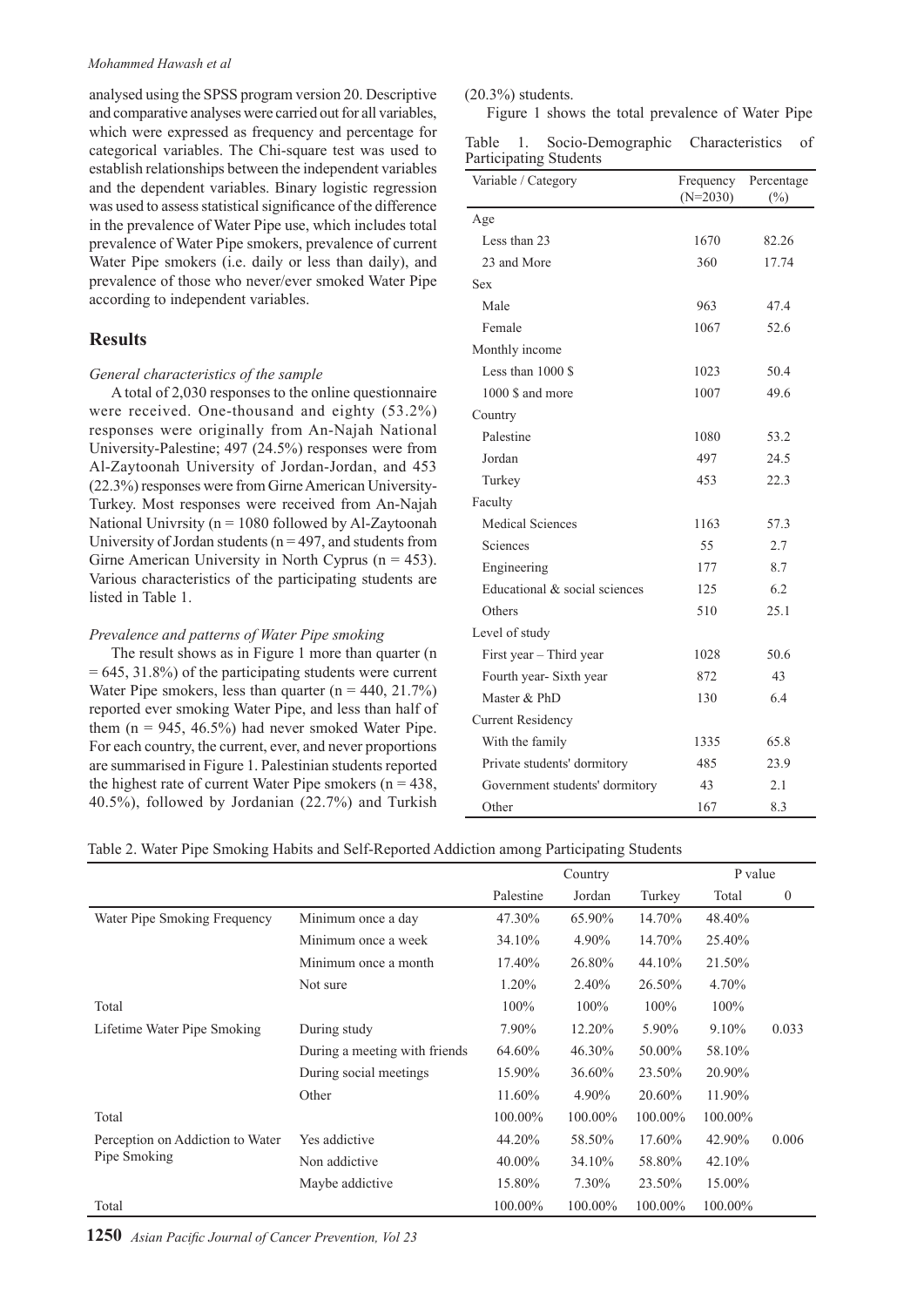analysed using the SPSS program version 20. Descriptive and comparative analyses were carried out for all variables, which were expressed as frequency and percentage for categorical variables. The Chi-square test was used to establish relationships between the independent variables and the dependent variables. Binary logistic regression was used to assess statistical significance of the difference in the prevalence of Water Pipe use, which includes total prevalence of Water Pipe smokers, prevalence of current Water Pipe smokers (i.e. daily or less than daily), and prevalence of those who never/ever smoked Water Pipe according to independent variables.

## Results

*General characteristics of the sample*

A total of 2,030 responses to the online questionnaire were received. One-thousand and eighty (53.2%) responses were originally from An-Najah National University-Palestine; 497 (24.5%) responses were from Al-Zaytoonah University of Jordan-Jordan, and 453 (22.3%) responses were from Girne American University-Turkey. Most responses were received from An-Najah National Univrsity (n = 1080 followed by Al-Zaytoonah University of Jordan students (n = 497, and students from Girne American University in North Cyprus (n = 453). Various characteristics of the participating students are listed in Table 1.

*Prevalence and patterns of Water Pipe smoking*

The result shows as in Figure 1 more than quarter (n = 645, 31.8%) of the participating students were current Water Pipe smokers, less than quarter (n = 440, 21.7%) reported ever smoking Water Pipe, and less than half of them (n = 945, 46.5%) had never smoked Water Pipe. For each country, the current, ever, and never proportions are summarised in Figure 1. Palestinian students reported the highest rate of current Water Pipe smokers (n = 438, 40.5%), followed by Jordanian (22.7%) and Turkish (20.3%) students.

Figure 1 shows the total prevalence of Water Pipe

Table 1. Socio-Demographic Characteristics of Participating Students

| Variable / Category | Frequency (N=2030) | Percentage (%) |
|---|---|---|
| Age | | |
| Less than 23 | 1670 | 82.26 |
| 23 and More | 360 | 17.74 |
| Sex | | |
| Male | 963 | 47.4 |
| Female | 1067 | 52.6 |
| Monthly income | | |
| Less than 1000 $ | 1023 | 50.4 |
| 1000 $ and more | 1007 | 49.6 |
| Country | | |
| Palestine | 1080 | 53.2 |
| Jordan | 497 | 24.5 |
| Turkey | 453 | 22.3 |
| Faculty | | |
| Medical Sciences | 1163 | 57.3 |
| Sciences | 55 | 2.7 |
| Engineering | 177 | 8.7 |
| Educational & social sciences | 125 | 6.2 |
| Others | 510 | 25.1 |
| Level of study | | |
| First year – Third year | 1028 | 50.6 |
| Fourth year- Sixth year | 872 | 43 |
| Master & PhD | 130 | 6.4 |
| Current Residency | | |
| With the family | 1335 | 65.8 |
| Private students' dormitory | 485 | 23.9 |
| Government students' dormitory | 43 | 2.1 |
| Other | 167 | 8.3 |

Table 2. Water Pipe Smoking Habits and Self-Reported Addiction among Participating Students

| | | Country | | | | P value |
|---|---|---|---|---|---|---|
| | | Palestine | Jordan | Turkey | Total | 0 |
| Water Pipe Smoking Frequency | Minimum once a day | 47.30% | 65.90% | 14.70% | 48.40% | |
| | Minimum once a week | 34.10% | 4.90% | 14.70% | 25.40% | |
| | Minimum once a month | 17.40% | 26.80% | 44.10% | 21.50% | |
| | Not sure | 1.20% | 2.40% | 26.50% | 4.70% | |
| Total | | 100% | 100% | 100% | 100% | |
| Lifetime Water Pipe Smoking | During study | 7.90% | 12.20% | 5.90% | 9.10% | 0.033 |
| | During a meeting with friends | 64.60% | 46.30% | 50.00% | 58.10% | |
| | During social meetings | 15.90% | 36.60% | 23.50% | 20.90% | |
| | Other | 11.60% | 4.90% | 20.60% | 11.90% | |
| Total | | 100.00% | 100.00% | 100.00% | 100.00% | |
| Perception on Addiction to Water Pipe Smoking | Yes addictive | 44.20% | 58.50% | 17.60% | 42.90% | 0.006 |
| | Non addictive | 40.00% | 34.10% | 58.80% | 42.10% | |
| | Maybe addictive | 15.80% | 7.30% | 23.50% | 15.00% | |
| Total | | 100.00% | 100.00% | 100.00% | 100.00% | |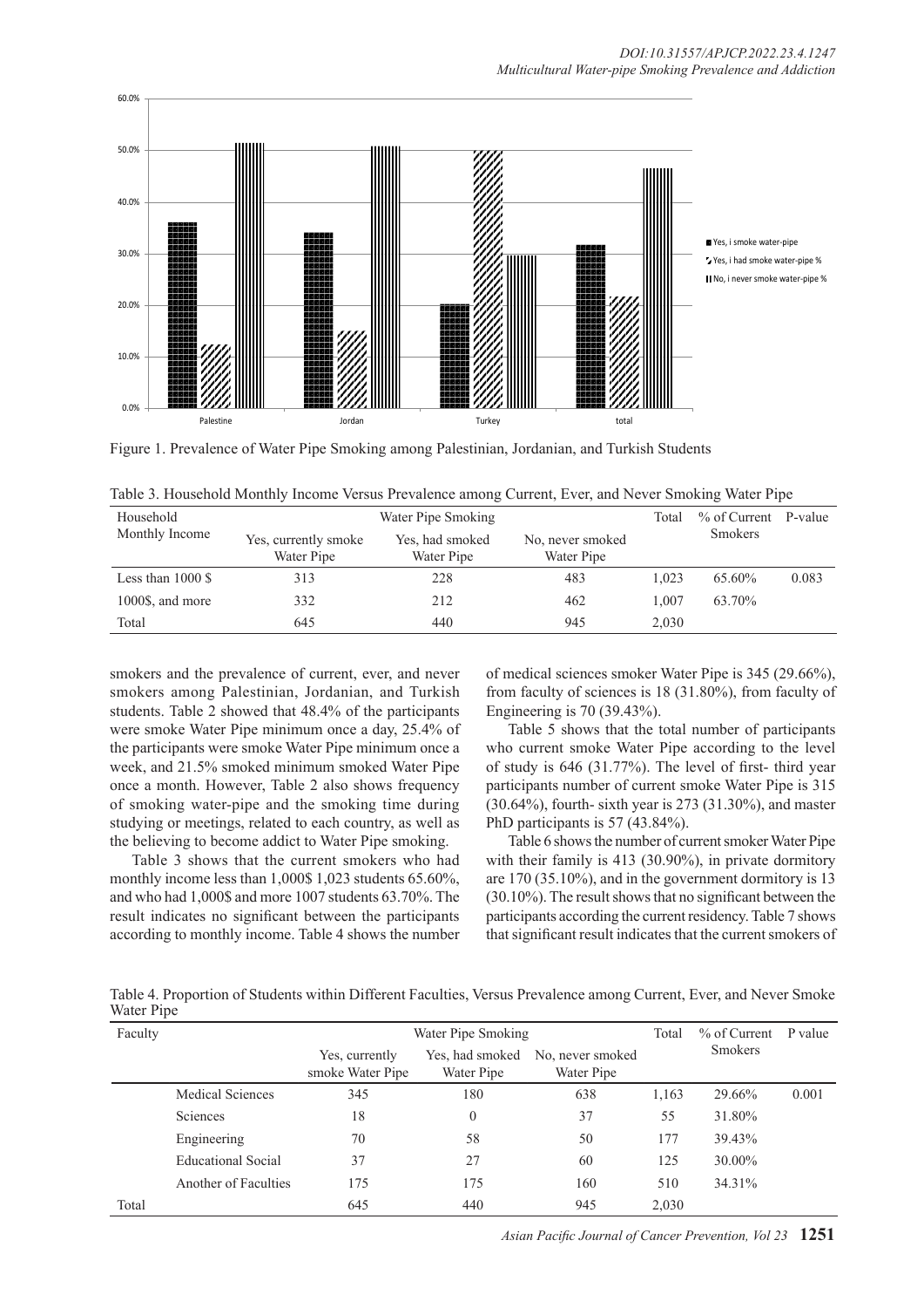Figure 1. Prevalence of Water Pipe Smoking among Palestinian, Jordanian, and Turkish Students

Table 3. Household Monthly Income Versus Prevalence among Current, Ever, and Never Smoking Water Pipe

| Household Monthly Income | Water Pipe Smoking | | | Total | % of Current Smokers | P-value |
|---|---|---|---|---|---|---|
| | Yes, currently smoke Water Pipe | Yes, had smoked Water Pipe | No, never smoked Water Pipe | | | |
| Less than 1000 $ | 313 | 228 | 483 | 1,023 | 65.60% | 0.083 |
| 1000$, and more | 332 | 212 | 462 | 1,007 | 63.70% | |
| Total | 645 | 440 | 945 | 2,030 | | |

smokers and the prevalence of current, ever, and never smokers among Palestinian, Jordanian, and Turkish students. Table 2 showed that 48.4% of the participants were smoke Water Pipe minimum once a day, 25.4% of the participants were smoke Water Pipe minimum once a week, and 21.5% smoked minimum smoked Water Pipe once a month. However, Table 2 also shows frequency of smoking water-pipe and the smoking time during studying or meetings, related to each country, as well as the believing to become addict to Water Pipe smoking.

Table 3 shows that the current smokers who had monthly income less than 1,000$ 1,023 students 65.60%, and who had 1,000$ and more 1007 students 63.70%. The result indicates no significant between the participants according to monthly income. Table 4 shows the number of medical sciences smoker Water Pipe is 345 (29.66%), from faculty of sciences is 18 (31.80%), from faculty of Engineering is 70 (39.43%).

Table 5 shows that the total number of participants who current smoke Water Pipe according to the level of study is 646 (31.77%). The level of first- third year participants number of current smoke Water Pipe is 315 (30.64%), fourth- sixth year is 273 (31.30%), and master PhD participants is 57 (43.84%).

Table 6 shows the number of current smoker Water Pipe with their family is 413 (30.90%), in private dormitory are 170 (35.10%), and in the government dormitory is 13 (30.10%). The result shows that no significant between the participants according the current residency. Table 7 shows that significant result indicates that the current smokers of

Table 4. Proportion of Students within Different Faculties, Versus Prevalence among Current, Ever, and Never Smoke Water Pipe

| Faculty | | Water Pipe Smoking | | | Total | % of Current Smokers | P value |
|---|---|---|---|---|---|---|---|
| | | Yes, currently smoke Water Pipe | Yes, had smoked Water Pipe | No, never smoked Water Pipe | | | |
| | Medical Sciences | 345 | 180 | 638 | 1,163 | 29.66% | 0.001 |
| | Sciences | 18 | 0 | 37 | 55 | 31.80% | |
| | Engineering | 70 | 58 | 50 | 177 | 39.43% | |
| | Educational Social | 37 | 27 | 60 | 125 | 30.00% | |
| | Another of Faculties | 175 | 175 | 160 | 510 | 34.31% | |
| Total | | 645 | 440 | 945 | 2,030 | | |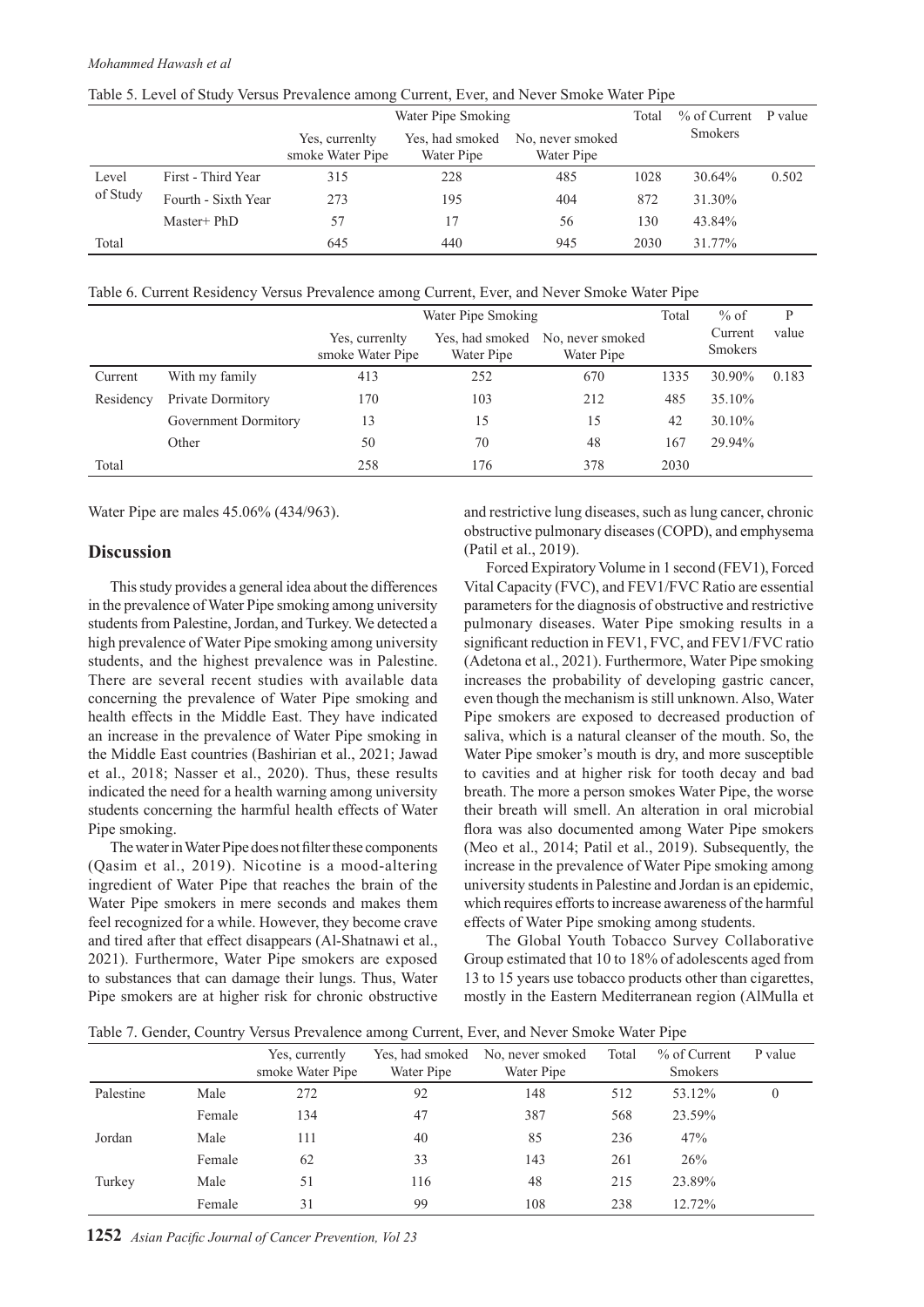Table 5. Level of Study Versus Prevalence among Current, Ever, and Never Smoke Water Pipe

| | | Water Pipe Smoking | | | Total | % of Current Smokers | P value |
|---|---|---|---|---|---|---|---|
| | | Yes, currenlty smoke Water Pipe | Yes, had smoked Water Pipe | No, never smoked Water Pipe | | | |
| Level of Study | First - Third Year | 315 | 228 | 485 | 1028 | 30.64% | 0.502 |
| | Fourth - Sixth Year | 273 | 195 | 404 | 872 | 31.30% | |
| | Master+ PhD | 57 | 17 | 56 | 130 | 43.84% | |
| Total | | 645 | 440 | 945 | 2030 | 31.77% | |

Table 6. Current Residency Versus Prevalence among Current, Ever, and Never Smoke Water Pipe

| | | Water Pipe Smoking | | | Total | % of Current Smokers | P value |
|---|---|---|---|---|---|---|---|
| | | Yes, currenlty smoke Water Pipe | Yes, had smoked Water Pipe | No, never smoked Water Pipe | | | |
| Current Residency | With my family | 413 | 252 | 670 | 1335 | 30.90% | 0.183 |
| | Private Dormitory | 170 | 103 | 212 | 485 | 35.10% | |
| | Government Dormitory | 13 | 15 | 15 | 42 | 30.10% | |
| | Other | 50 | 70 | 48 | 167 | 29.94% | |
| Total | | 258 | 176 | 378 | 2030 | | |

Water Pipe are males 45.06% (434/963).

## Discussion

This study provides a general idea about the differences in the prevalence of Water Pipe smoking among university students from Palestine, Jordan, and Turkey. We detected a high prevalence of Water Pipe smoking among university students, and the highest prevalence was in Palestine. There are several recent studies with available data concerning the prevalence of Water Pipe smoking and health effects in the Middle East. They have indicated an increase in the prevalence of Water Pipe smoking in the Middle East countries (Bashirian et al., 2021; Jawad et al., 2018; Nasser et al., 2020). Thus, these results indicated the need for a health warning among university students concerning the harmful health effects of Water Pipe smoking.

The water in Water Pipe does not filter these components (Qasim et al., 2019). Nicotine is a mood-altering ingredient of Water Pipe that reaches the brain of the Water Pipe smokers in mere seconds and makes them feel recognized for a while. However, they become crave and tired after that effect disappears (Al-Shatnawi et al., 2021). Furthermore, Water Pipe smokers are exposed to substances that can damage their lungs. Thus, Water Pipe smokers are at higher risk for chronic obstructive and restrictive lung diseases, such as lung cancer, chronic obstructive pulmonary diseases (COPD), and emphysema (Patil et al., 2019).

Forced Expiratory Volume in 1 second (FEV1), Forced Vital Capacity (FVC), and FEV1/FVC Ratio are essential parameters for the diagnosis of obstructive and restrictive pulmonary diseases. Water Pipe smoking results in a significant reduction in FEV1, FVC, and FEV1/FVC ratio (Adetona et al., 2021). Furthermore, Water Pipe smoking increases the probability of developing gastric cancer, even though the mechanism is still unknown. Also, Water Pipe smokers are exposed to decreased production of saliva, which is a natural cleanser of the mouth. So, the Water Pipe smoker's mouth is dry, and more susceptible to cavities and at higher risk for tooth decay and bad breath. The more a person smokes Water Pipe, the worse their breath will smell. An alteration in oral microbial flora was also documented among Water Pipe smokers (Meo et al., 2014; Patil et al., 2019). Subsequently, the increase in the prevalence of Water Pipe smoking among university students in Palestine and Jordan is an epidemic, which requires efforts to increase awareness of the harmful effects of Water Pipe smoking among students.

The Global Youth Tobacco Survey Collaborative Group estimated that 10 to 18% of adolescents aged from 13 to 15 years use tobacco products other than cigarettes, mostly in the Eastern Mediterranean region (AlMulla et

Table 7. Gender, Country Versus Prevalence among Current, Ever, and Never Smoke Water Pipe

| | | Yes, currently smoke Water Pipe | Yes, had smoked Water Pipe | No, never smoked Water Pipe | Total | % of Current Smokers | P value |
|---|---|---|---|---|---|---|---|
| Palestine | Male | 272 | 92 | 148 | 512 | 53.12% | 0 |
| | Female | 134 | 47 | 387 | 568 | 23.59% | |
| Jordan | Male | 111 | 40 | 85 | 236 | 47% | |
| | Female | 62 | 33 | 143 | 261 | 26% | |
| Turkey | Male | 51 | 116 | 48 | 215 | 23.89% | |
| | Female | 31 | 99 | 108 | 238 | 12.72% | |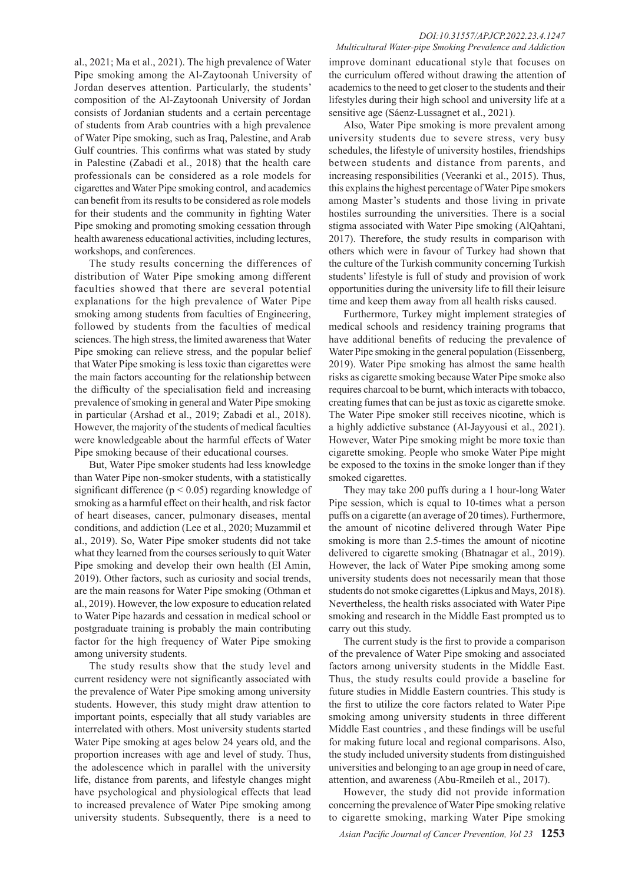al., 2021; Ma et al., 2021). The high prevalence of Water Pipe smoking among the Al-Zaytoonah University of Jordan deserves attention. Particularly, the students' composition of the Al-Zaytoonah University of Jordan consists of Jordanian students and a certain percentage of students from Arab countries with a high prevalence of Water Pipe smoking, such as Iraq, Palestine, and Arab Gulf countries. This confirms what was stated by study in Palestine (Zabadi et al., 2018) that the health care professionals can be considered as a role models for cigarettes and Water Pipe smoking control, and academics can benefit from its results to be considered as role models for their students and the community in fighting Water Pipe smoking and promoting smoking cessation through health awareness educational activities, including lectures, workshops, and conferences.

The study results concerning the differences of distribution of Water Pipe smoking among different faculties showed that there are several potential explanations for the high prevalence of Water Pipe smoking among students from faculties of Engineering, followed by students from the faculties of medical sciences. The high stress, the limited awareness that Water Pipe smoking can relieve stress, and the popular belief that Water Pipe smoking is less toxic than cigarettes were the main factors accounting for the relationship between the difficulty of the specialisation field and increasing prevalence of smoking in general and Water Pipe smoking in particular (Arshad et al., 2019; Zabadi et al., 2018). However, the majority of the students of medical faculties were knowledgeable about the harmful effects of Water Pipe smoking because of their educational courses.

But, Water Pipe smoker students had less knowledge than Water Pipe non-smoker students, with a statistically significant difference ($p < 0.05$) regarding knowledge of smoking as a harmful effect on their health, and risk factor of heart diseases, cancer, pulmonary diseases, mental conditions, and addiction (Lee et al., 2020; Muzammil et al., 2019). So, Water Pipe smoker students did not take what they learned from the courses seriously to quit Water Pipe smoking and develop their own health (El Amin, 2019). Other factors, such as curiosity and social trends, are the main reasons for Water Pipe smoking (Othman et al., 2019). However, the low exposure to education related to Water Pipe hazards and cessation in medical school or postgraduate training is probably the main contributing factor for the high frequency of Water Pipe smoking among university students.

The study results show that the study level and current residency were not significantly associated with the prevalence of Water Pipe smoking among university students. However, this study might draw attention to important points, especially that all study variables are interrelated with others. Most university students started Water Pipe smoking at ages below 24 years old, and the proportion increases with age and level of study. Thus, the adolescence which in parallel with the university life, distance from parents, and lifestyle changes might have psychological and physiological effects that lead to increased prevalence of Water Pipe smoking among university students. Subsequently, there is a need to improve dominant educational style that focuses on the curriculum offered without drawing the attention of academics to the need to get closer to the students and their lifestyles during their high school and university life at a sensitive age (Sáenz-Lussagnet et al., 2021).

Also, Water Pipe smoking is more prevalent among university students due to severe stress, very busy schedules, the lifestyle of university hostiles, friendships between students and distance from parents, and increasing responsibilities (Veeranki et al., 2015). Thus, this explains the highest percentage of Water Pipe smokers among Master's students and those living in private hostiles surrounding the universities. There is a social stigma associated with Water Pipe smoking (AlQahtani, 2017). Therefore, the study results in comparison with others which were in favour of Turkey had shown that the culture of the Turkish community concerning Turkish students' lifestyle is full of study and provision of work opportunities during the university life to fill their leisure time and keep them away from all health risks caused.

Furthermore, Turkey might implement strategies of medical schools and residency training programs that have additional benefits of reducing the prevalence of Water Pipe smoking in the general population (Eissenberg, 2019). Water Pipe smoking has almost the same health risks as cigarette smoking because Water Pipe smoke also requires charcoal to be burnt, which interacts with tobacco, creating fumes that can be just as toxic as cigarette smoke. The Water Pipe smoker still receives nicotine, which is a highly addictive substance (Al-Jayyousi et al., 2021). However, Water Pipe smoking might be more toxic than cigarette smoking. People who smoke Water Pipe might be exposed to the toxins in the smoke longer than if they smoked cigarettes.

They may take 200 puffs during a 1 hour-long Water Pipe session, which is equal to 10-times what a person puffs on a cigarette (an average of 20 times). Furthermore, the amount of nicotine delivered through Water Pipe smoking is more than 2.5-times the amount of nicotine delivered to cigarette smoking (Bhatnagar et al., 2019). However, the lack of Water Pipe smoking among some university students does not necessarily mean that those students do not smoke cigarettes (Lipkus and Mays, 2018). Nevertheless, the health risks associated with Water Pipe smoking and research in the Middle East prompted us to carry out this study.

The current study is the first to provide a comparison of the prevalence of Water Pipe smoking and associated factors among university students in the Middle East. Thus, the study results could provide a baseline for future studies in Middle Eastern countries. This study is the first to utilize the core factors related to Water Pipe smoking among university students in three different Middle East countries , and these findings will be useful for making future local and regional comparisons. Also, the study included university students from distinguished universities and belonging to an age group in need of care, attention, and awareness (Abu-Rmeileh et al., 2017).

However, the study did not provide information concerning the prevalence of Water Pipe smoking relative to cigarette smoking, marking Water Pipe smoking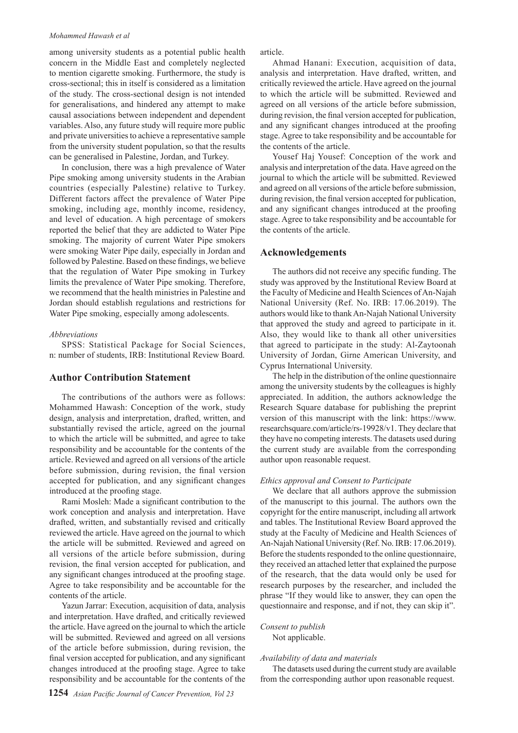among university students as a potential public health concern in the Middle East and completely neglected to mention cigarette smoking. Furthermore, the study is cross-sectional; this in itself is considered as a limitation of the study. The cross-sectional design is not intended for generalisations, and hindered any attempt to make causal associations between independent and dependent variables. Also, any future study will require more public and private universities to achieve a representative sample from the university student population, so that the results can be generalised in Palestine, Jordan, and Turkey.

In conclusion, there was a high prevalence of Water Pipe smoking among university students in the Arabian countries (especially Palestine) relative to Turkey. Different factors affect the prevalence of Water Pipe smoking, including age, monthly income, residency, and level of education. A high percentage of smokers reported the belief that they are addicted to Water Pipe smoking. The majority of current Water Pipe smokers were smoking Water Pipe daily, especially in Jordan and followed by Palestine. Based on these findings, we believe that the regulation of Water Pipe smoking in Turkey limits the prevalence of Water Pipe smoking. Therefore, we recommend that the health ministries in Palestine and Jordan should establish regulations and restrictions for Water Pipe smoking, especially among adolescents.

*Abbreviations*

SPSS: Statistical Package for Social Sciences, n: number of students, IRB: Institutional Review Board.

## Author Contribution Statement

The contributions of the authors were as follows: Mohammed Hawash: Conception of the work, study design, analysis and interpretation, drafted, written, and substantially revised the article, agreed on the journal to which the article will be submitted, and agree to take responsibility and be accountable for the contents of the article. Reviewed and agreed on all versions of the article before submission, during revision, the final version accepted for publication, and any significant changes introduced at the proofing stage.

Rami Mosleh: Made a significant contribution to the work conception and analysis and interpretation. Have drafted, written, and substantially revised and critically reviewed the article. Have agreed on the journal to which the article will be submitted. Reviewed and agreed on all versions of the article before submission, during revision, the final version accepted for publication, and any significant changes introduced at the proofing stage. Agree to take responsibility and be accountable for the contents of the article.

Yazun Jarrar: Execution, acquisition of data, analysis and interpretation. Have drafted, and critically reviewed the article. Have agreed on the journal to which the article will be submitted. Reviewed and agreed on all versions of the article before submission, during revision, the final version accepted for publication, and any significant changes introduced at the proofing stage. Agree to take responsibility and be accountable for the contents of the article.

Ahmad Hanani: Execution, acquisition of data, analysis and interpretation. Have drafted, written, and critically reviewed the article. Have agreed on the journal to which the article will be submitted. Reviewed and agreed on all versions of the article before submission, during revision, the final version accepted for publication, and any significant changes introduced at the proofing stage. Agree to take responsibility and be accountable for the contents of the article.

Yousef Haj Yousef: Conception of the work and analysis and interpretation of the data. Have agreed on the journal to which the article will be submitted. Reviewed and agreed on all versions of the article before submission, during revision, the final version accepted for publication, and any significant changes introduced at the proofing stage. Agree to take responsibility and be accountable for the contents of the article.

## Acknowledgements

The authors did not receive any specific funding. The study was approved by the Institutional Review Board at the Faculty of Medicine and Health Sciences of An-Najah National University (Ref. No. IRB: 17.06.2019). The authors would like to thank An-Najah National University that approved the study and agreed to participate in it. Also, they would like to thank all other universities that agreed to participate in the study: Al-Zaytoonah University of Jordan, Girne American University, and Cyprus International University.

The help in the distribution of the online questionnaire among the university students by the colleagues is highly appreciated. In addition, the authors acknowledge the Research Square database for publishing the preprint version of this manuscript with the link: https://www.researchsquare.com/article/rs-19928/v1. They declare that they have no competing interests. The datasets used during the current study are available from the corresponding author upon reasonable request.

*Ethics approval and Consent to Participate*

We declare that all authors approve the submission of the manuscript to this journal. The authors own the copyright for the entire manuscript, including all artwork and tables. The Institutional Review Board approved the study at the Faculty of Medicine and Health Sciences of An-Najah National University (Ref. No. IRB: 17.06.2019). Before the students responded to the online questionnaire, they received an attached letter that explained the purpose of the research, that the data would only be used for research purposes by the researcher, and included the phrase "If they would like to answer, they can open the questionnaire and response, and if not, they can skip it".

*Consent to publish*

Not applicable.

*Availability of data and materials*

The datasets used during the current study are available from the corresponding author upon reasonable request.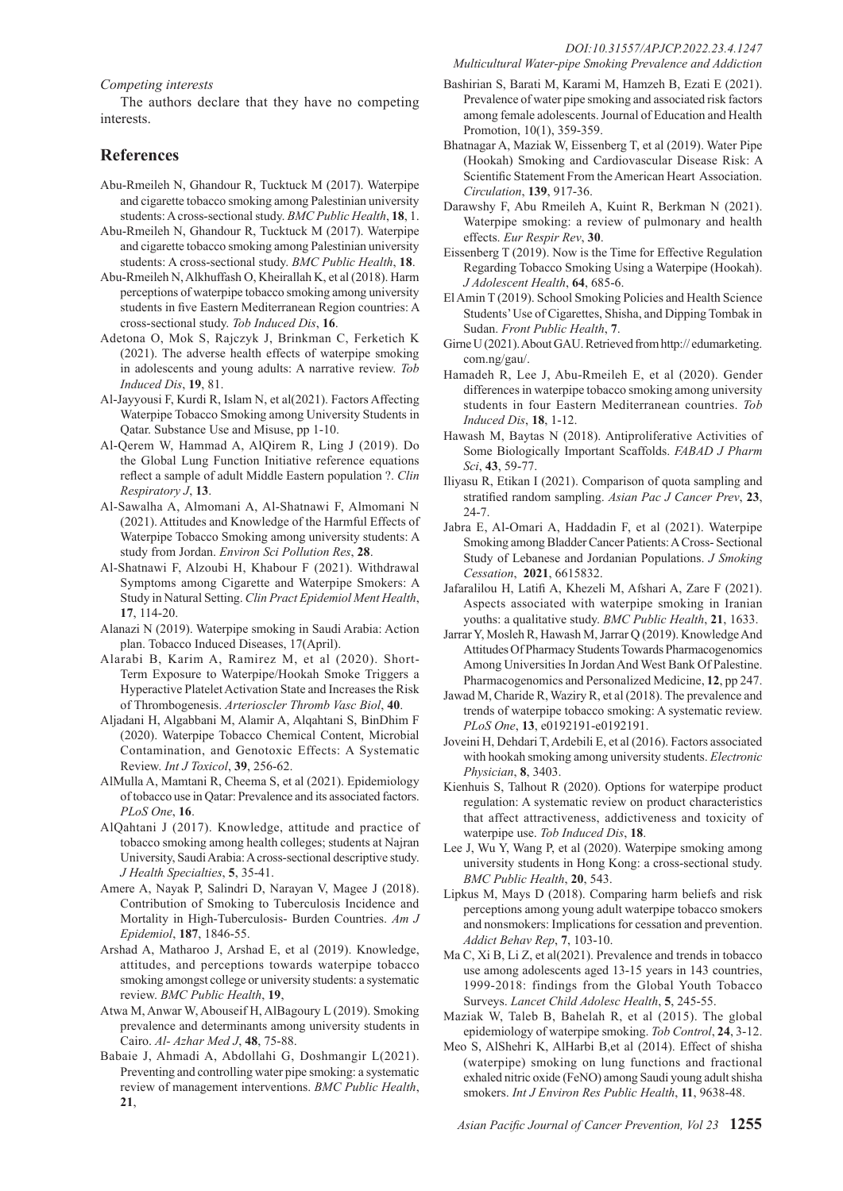*Competing interests*

The authors declare that they have no competing interests.

## References

Abu-Rmeileh N, Ghandour R, Tucktuck M (2017). Waterpipe and cigarette tobacco smoking among Palestinian university students: A cross-sectional study. *BMC Public Health*, **18**, 1.

Abu-Rmeileh N, Ghandour R, Tucktuck M (2017). Waterpipe and cigarette tobacco smoking among Palestinian university students: A cross-sectional study. *BMC Public Health*, **18**.

Abu-Rmeileh N, Alkhuffash O, Kheirallah K, et al (2018). Harm perceptions of waterpipe tobacco smoking among university students in five Eastern Mediterranean Region countries: A cross-sectional study. *Tob Induced Dis*, **16**.

Adetona O, Mok S, Rajczyk J, Brinkman C, Ferketich K (2021). The adverse health effects of waterpipe smoking in adolescents and young adults: A narrative review. *Tob Induced Dis*, **19**, 81.

Al-Jayyousi F, Kurdi R, Islam N, et al(2021). Factors Affecting Waterpipe Tobacco Smoking among University Students in Qatar. Substance Use and Misuse, pp 1-10.

Al-Qerem W, Hammad A, AlQirem R, Ling J (2019). Do the Global Lung Function Initiative reference equations reflect a sample of adult Middle Eastern population ?. *Clin Respiratory J*, **13**.

Al-Sawalha A, Almomani A, Al-Shatnawi F, Almomani N (2021). Attitudes and Knowledge of the Harmful Effects of Waterpipe Tobacco Smoking among university students: A study from Jordan. *Environ Sci Pollution Res*, **28**.

Al-Shatnawi F, Alzoubi H, Khabour F (2021). Withdrawal Symptoms among Cigarette and Waterpipe Smokers: A Study in Natural Setting. *Clin Pract Epidemiol Ment Health*, **17**, 114-20.

Alanazi N (2019). Waterpipe smoking in Saudi Arabia: Action plan. Tobacco Induced Diseases, 17(April).

Alarabi B, Karim A, Ramirez M, et al (2020). Short-Term Exposure to Waterpipe/Hookah Smoke Triggers a Hyperactive Platelet Activation State and Increases the Risk of Thrombogenesis. *Arterioscler Thromb Vasc Biol*, **40**.

Aljadani H, Algabbani M, Alamir A, Alqahtani S, BinDhim F (2020). Waterpipe Tobacco Chemical Content, Microbial Contamination, and Genotoxic Effects: A Systematic Review. *Int J Toxicol*, **39**, 256-62.

AlMulla A, Mamtani R, Cheema S, et al (2021). Epidemiology of tobacco use in Qatar: Prevalence and its associated factors. *PLoS One*, **16**.

AlQahtani J (2017). Knowledge, attitude and practice of tobacco smoking among health colleges; students at Najran University, Saudi Arabia: A cross-sectional descriptive study. *J Health Specialties*, **5**, 35-41.

Amere A, Nayak P, Salindri D, Narayan V, Magee J (2018). Contribution of Smoking to Tuberculosis Incidence and Mortality in High-Tuberculosis- Burden Countries. *Am J Epidemiol*, **187**, 1846-55.

Arshad A, Matharoo J, Arshad E, et al (2019). Knowledge, attitudes, and perceptions towards waterpipe tobacco smoking amongst college or university students: a systematic review. *BMC Public Health*, **19**,

Atwa M, Anwar W, Abouseif H, AlBagoury L (2019). Smoking prevalence and determinants among university students in Cairo. *Al- Azhar Med J*, **48**, 75-88.

Babaie J, Ahmadi A, Abdollahi G, Doshmangir L(2021). Preventing and controlling water pipe smoking: a systematic review of management interventions. *BMC Public Health*, **21**,

Bashirian S, Barati M, Karami M, Hamzeh B, Ezati E (2021). Prevalence of water pipe smoking and associated risk factors among female adolescents. Journal of Education and Health Promotion, 10(1), 359-359.

Bhatnagar A, Maziak W, Eissenberg T, et al (2019). Water Pipe (Hookah) Smoking and Cardiovascular Disease Risk: A Scientific Statement From the American Heart Association. *Circulation*, **139**, 917-36.

Darawshy F, Abu Rmeileh A, Kuint R, Berkman N (2021). Waterpipe smoking: a review of pulmonary and health effects. *Eur Respir Rev*, **30**.

Eissenberg T (2019). Now is the Time for Effective Regulation Regarding Tobacco Smoking Using a Waterpipe (Hookah). *J Adolescent Health*, **64**, 685-6.

El Amin T (2019). School Smoking Policies and Health Science Students' Use of Cigarettes, Shisha, and Dipping Tombak in Sudan. *Front Public Health*, **7**.

Girne U (2021). About GAU. Retrieved from http:// edumarketing.com.ng/gau/.

Hamadeh R, Lee J, Abu-Rmeileh E, et al (2020). Gender differences in waterpipe tobacco smoking among university students in four Eastern Mediterranean countries. *Tob Induced Dis*, **18**, 1-12.

Hawash M, Baytas N (2018). Antiproliferative Activities of Some Biologically Important Scaffolds. *FABAD J Pharm Sci*, **43**, 59-77.

Iliyasu R, Etikan I (2021). Comparison of quota sampling and stratified random sampling. *Asian Pac J Cancer Prev*, **23**, 24-7.

Jabra E, Al-Omari A, Haddadin F, et al (2021). Waterpipe Smoking among Bladder Cancer Patients: A Cross- Sectional Study of Lebanese and Jordanian Populations. *J Smoking Cessation*, **2021**, 6615832.

Jafaralilou H, Latifi A, Khezeli M, Afshari A, Zare F (2021). Aspects associated with waterpipe smoking in Iranian youths: a qualitative study. *BMC Public Health*, **21**, 1633.

Jarrar Y, Mosleh R, Hawash M, Jarrar Q (2019). Knowledge And Attitudes Of Pharmacy Students Towards Pharmacogenomics Among Universities In Jordan And West Bank Of Palestine. Pharmacogenomics and Personalized Medicine, **12**, pp 247.

Jawad M, Charide R, Waziry R, et al (2018). The prevalence and trends of waterpipe tobacco smoking: A systematic review. *PLoS One*, **13**, e0192191-e0192191.

Joveini H, Dehdari T, Ardebili E, et al (2016). Factors associated with hookah smoking among university students. *Electronic Physician*, **8**, 3403.

Kienhuis S, Talhout R (2020). Options for waterpipe product regulation: A systematic review on product characteristics that affect attractiveness, addictiveness and toxicity of waterpipe use. *Tob Induced Dis*, **18**.

Lee J, Wu Y, Wang P, et al (2020). Waterpipe smoking among university students in Hong Kong: a cross-sectional study. *BMC Public Health*, **20**, 543.

Lipkus M, Mays D (2018). Comparing harm beliefs and risk perceptions among young adult waterpipe tobacco smokers and nonsmokers: Implications for cessation and prevention. *Addict Behav Rep*, **7**, 103-10.

Ma C, Xi B, Li Z, et al(2021). Prevalence and trends in tobacco use among adolescents aged 13-15 years in 143 countries, 1999-2018: findings from the Global Youth Tobacco Surveys. *Lancet Child Adolesc Health*, **5**, 245-55.

Maziak W, Taleb B, Bahelah R, et al (2015). The global epidemiology of waterpipe smoking. *Tob Control*, **24**, 3-12.

Meo S, AlShehri K, AlHarbi B,et al (2014). Effect of shisha (waterpipe) smoking on lung functions and fractional exhaled nitric oxide (FeNO) among Saudi young adult shisha smokers. *Int J Environ Res Public Health*, **11**, 9638-48.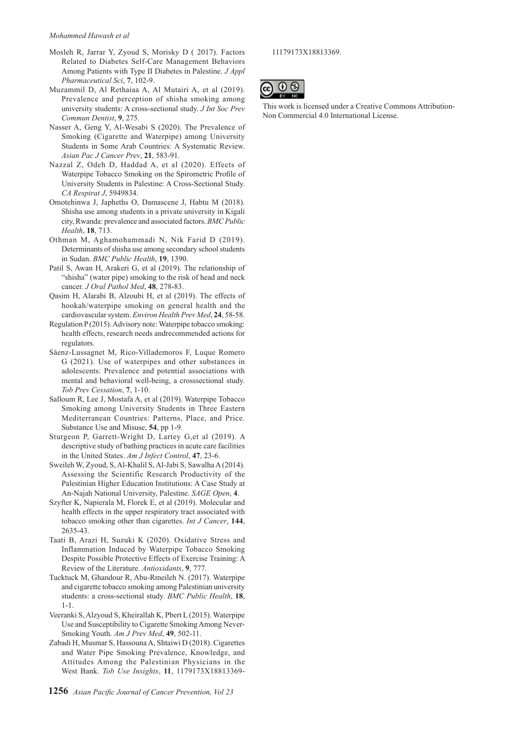Mosleh R, Jarrar Y, Zyoud S, Morisky D ( 2017). Factors Related to Diabetes Self-Care Management Behaviors Among Patients with Type II Diabetes in Palestine. *J Appl Pharmaceutical Sci*, **7**, 102-9.

Muzammil D, Al Rethaiaa A, Al Mutairi A, et al (2019). Prevalence and perception of shisha smoking among university students: A cross-sectional study. *J Int Soc Prev Commun Dentist*, **9**, 275.

Nasser A, Geng Y, Al-Wesabi S (2020). The Prevalence of Smoking (Cigarette and Waterpipe) among University Students in Some Arab Countries: A Systematic Review. *Asian Pac J Cancer Prev*, **21**, 583-91.

Nazzal Z, Odeh D, Haddad A, et al (2020). Effects of Waterpipe Tobacco Smoking on the Spirometric Profile of University Students in Palestine: A Cross-Sectional Study. *CA Respirat J*, 5949834.

Omotehinwa J, Japheths O, Damascene J, Habtu M (2018). Shisha use among students in a private university in Kigali city, Rwanda: prevalence and associated factors. *BMC Public Health*, **18**, 713.

Othman M, Aghamohammadi N, Nik Farid D (2019). Determinants of shisha use among secondary school students in Sudan. *BMC Public Health*, **19**, 1390.

Patil S, Awan H, Arakeri G, et al (2019). The relationship of "shisha" (water pipe) smoking to the risk of head and neck cancer. *J Oral Pathol Med*, **48**, 278-83.

Qasim H, Alarabi B, Alzoubi H, et al (2019). The effects of hookah/waterpipe smoking on general health and the cardiovascular system. *Environ Health Prev Med*, **24**, 58-58.

Regulation P (2015). Advisory note: Waterpipe tobacco smoking: health effects, research needs andrecommended actions for regulators.

Sáenz-Lussagnet M, Rico-Villademoros F, Luque Romero G (2021). Use of waterpipes and other substances in adolescents: Prevalence and potential associations with mental and behavioral well-being, a crosssectional study. *Tob Prev Cessation*, **7**, 1-10.

Salloum R, Lee J, Mostafa A, et al (2019). Waterpipe Tobacco Smoking among University Students in Three Eastern Mediterranean Countries: Patterns, Place, and Price. Substance Use and Misuse, **54**, pp 1-9.

Sturgeon P, Garrett-Wright D, Lartey G,et al (2019). A descriptive study of bathing practices in acute care facilities in the United States. *Am J Infect Control*, **47**, 23-6.

Sweileh W, Zyoud, S, Al-Khalil S, Al-Jabi S, Sawalha A (2014). Assessing the Scientific Research Productivity of the Palestinian Higher Education Institutions: A Case Study at An-Najah National University, Palestine. *SAGE Open*, **4**.

Szyfter K, Napierala M, Florek E, et al (2019). Molecular and health effects in the upper respiratory tract associated with tobacco smoking other than cigarettes. *Int J Cancer*, **144**, 2635-43.

Taati B, Arazi H, Suzuki K (2020). Oxidative Stress and Inflammation Induced by Waterpipe Tobacco Smoking Despite Possible Protective Effects of Exercise Training: A Review of the Literature. *Antioxidants*, **9**, 777.

Tucktuck M, Ghandour R, Abu-Rmeileh N. (2017). Waterpipe and cigarette tobacco smoking among Palestinian university students: a cross-sectional study. *BMC Public Health*, **18**, 1-1.

Veeranki S, Alzyoud S, Kheirallah K, Pbert L (2015). Waterpipe Use and Susceptibility to Cigarette Smoking Among Never-Smoking Youth. *Am J Prev Med*, **49**, 502-11.

Zabadi H, Musmar S, Hassouna A, Shtaiwi D (2018). Cigarettes and Water Pipe Smoking Prevalence, Knowledge, and Attitudes Among the Palestinian Physicians in the West Bank. *Tob Use Insights*, **11**, 1179173X18813369-11179173X18813369.

This work is licensed under a Creative Commons Attribution-Non Commercial 4.0 International License.